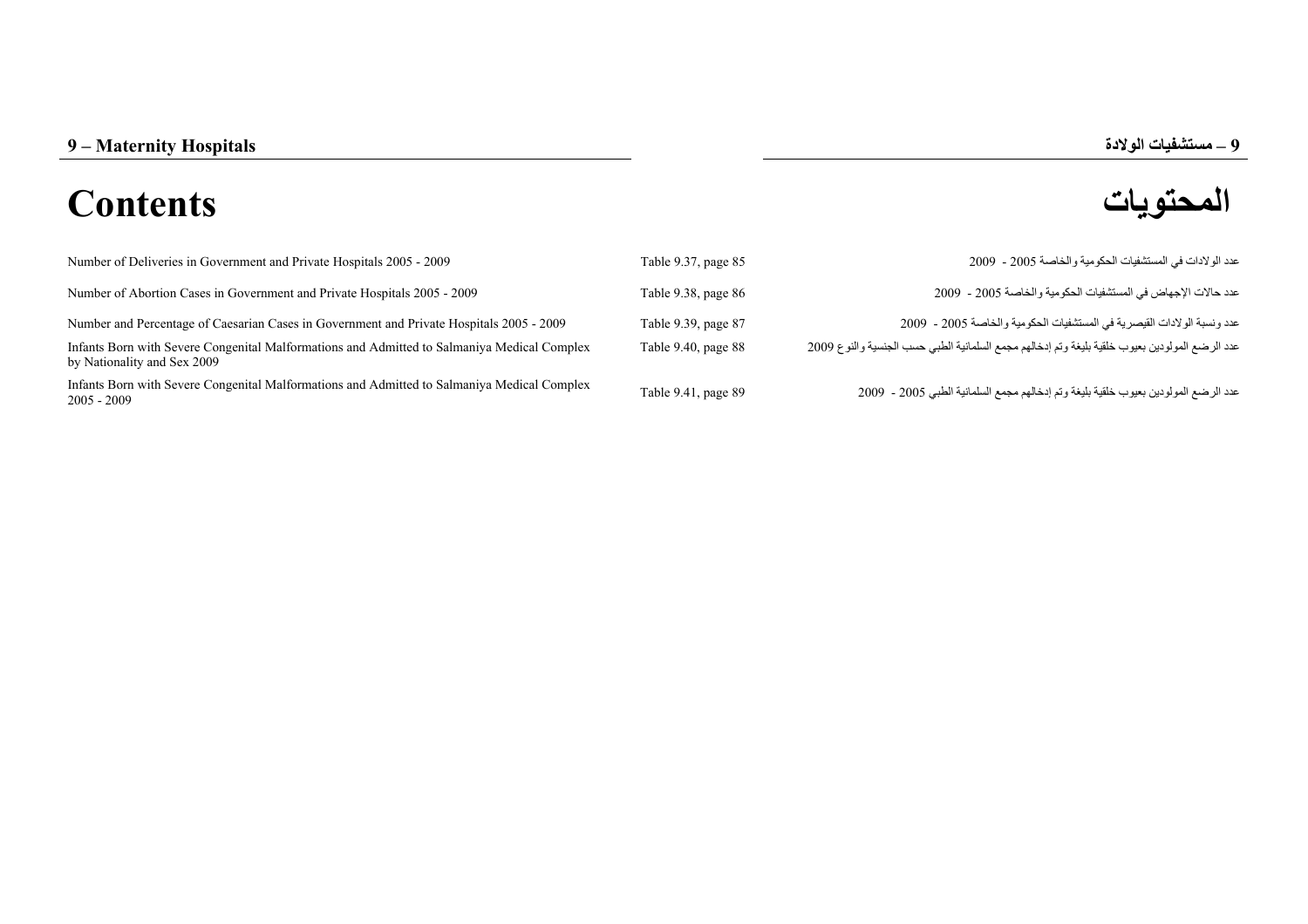# 9 – Maternity Hospitals

# 9 – مستشفيات الولادة

# Contents

# المحتويات

| | | |
|---|---|---|
| Number of Deliveries in Government and Private Hospitals 2005 - 2009 | Table 9.37, page 85 | عدد الولادات في المستشفيات الحكومية والخاصة 2005 - 2009 |
| Number of Abortion Cases in Government and Private Hospitals 2005 - 2009 | Table 9.38, page 86 | عدد حالات الإجهاض في المستشفيات الحكومية والخاصة 2005 - 2009 |
| Number and Percentage of Caesarian Cases in Government and Private Hospitals 2005 - 2009 | Table 9.39, page 87 | عدد ونسبة الولادات القيصرية في المستشفيات الحكومية والخاصة 2005 - 2009 |
| Infants Born with Severe Congenital Malformations and Admitted to Salmaniya Medical Complex by Nationality and Sex 2009 | Table 9.40, page 88 | عدد الرضع المولودين بعيوب خلقية بليغة وتم إدخالهم مجمع السلمانية الطبي حسب الجنسية والنوع 2009 |
| Infants Born with Severe Congenital Malformations and Admitted to Salmaniya Medical Complex 2005 - 2009 | Table 9.41, page 89 | عدد الرضع المولودين بعيوب خلقية بليغة وتم إدخالهم مجمع السلمانية الطبي 2005 - 2009 |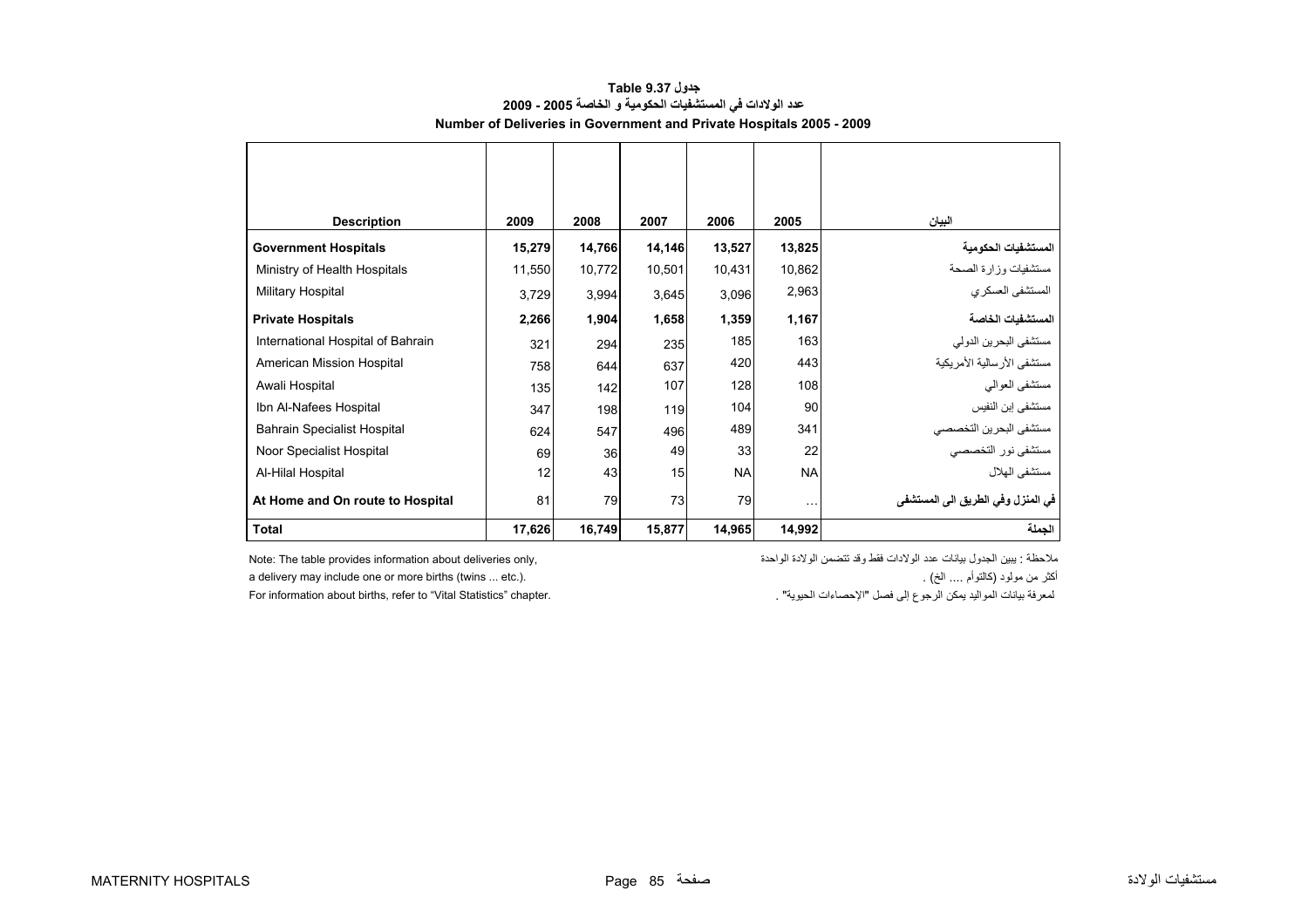**جدول 9.37 Table**

**عدد الولادات في المستشفيات الحكومية و الخاصة 2005 - 2009**

**Number of Deliveries in Government and Private Hospitals 2005 - 2009**

| Description | 2009 | 2008 | 2007 | 2006 | 2005 | البيان |
|---|---|---|---|---|---|---|
| **Government Hospitals** | **15,279** | **14,766** | **14,146** | **13,527** | **13,825** | **المستشفيات الحكومية** |
| Ministry of Health Hospitals | 11,550 | 10,772 | 10,501 | 10,431 | 10,862 | مستشفيات وزارة الصحة |
| Military Hospital | 3,729 | 3,994 | 3,645 | 3,096 | 2,963 | المستشفى العسكري |
| **Private Hospitals** | **2,266** | **1,904** | **1,658** | **1,359** | **1,167** | **المستشفيات الخاصة** |
| International Hospital of Bahrain | 321 | 294 | 235 | 185 | 163 | مستشفى البحرين الدولي |
| American Mission Hospital | 758 | 644 | 637 | 420 | 443 | مستشفى الأرسالية الأمريكية |
| Awali Hospital | 135 | 142 | 107 | 128 | 108 | مستشفى العوالي |
| Ibn Al-Nafees Hospital | 347 | 198 | 119 | 104 | 90 | مستشفى إبن النفيس |
| Bahrain Specialist Hospital | 624 | 547 | 496 | 489 | 341 | مستشفى البحرين التخصصي |
| Noor Specialist Hospital | 69 | 36 | 49 | 33 | 22 | مستشفى نور التخصصي |
| Al-Hilal Hospital | 12 | 43 | 15 | NA | NA | مستشفى الهلال |
| **At Home and On route to Hospital** | 81 | 79 | 73 | 79 | ... | **في المنزل وفي الطريق الى المستشفى** |
| **Total** | **17,626** | **16,749** | **15,877** | **14,965** | **14,992** | **الجملة** |

Note: The table provides information about deliveries only,
a delivery may include one or more births (twins ... etc.).
For information about births, refer to "Vital Statistics" chapter.

ملاحظة : يبين الجدول بيانات عدد الولادات فقط وقد تتضمن الولادة الواحدة
أكثر من مولود (كالتوأم .... الخ) .
لمعرفة بيانات المواليد يمكن الرجوع إلى فصل "الإحصاءات الحيوية" .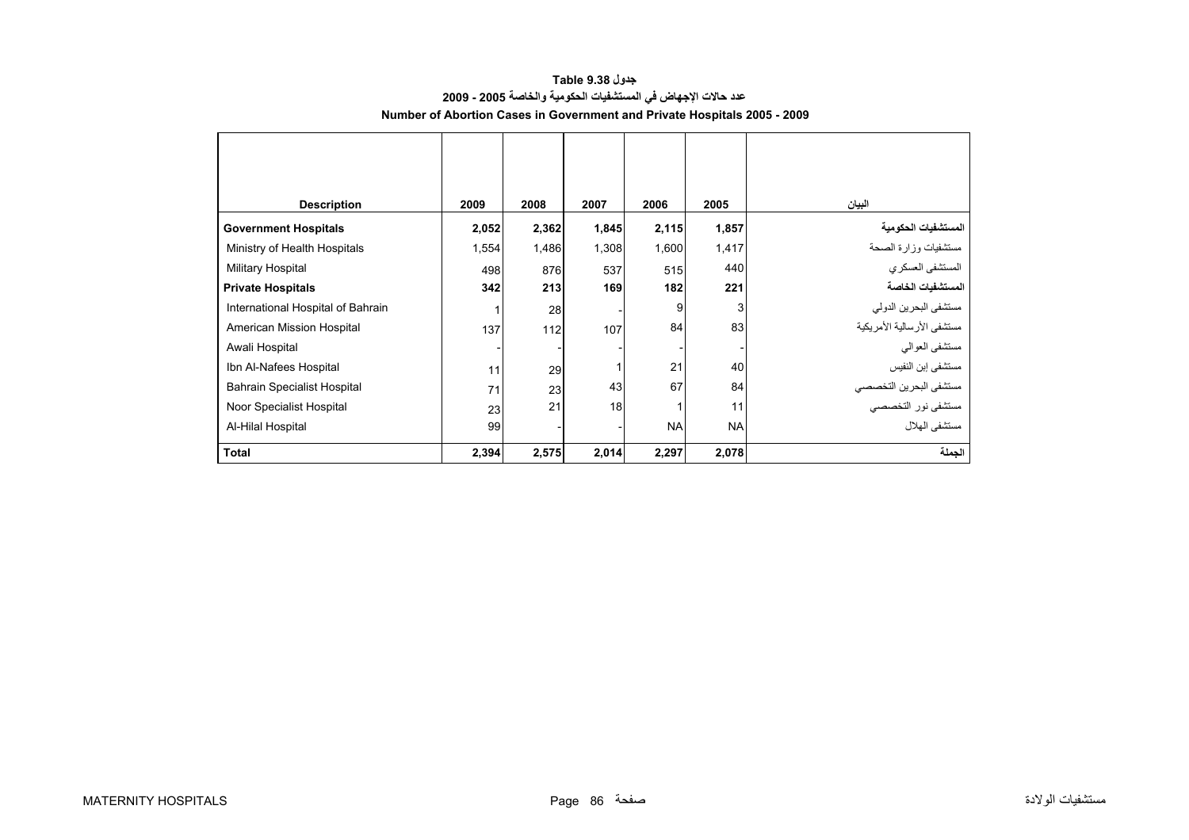**جدول Table 9.38**

**عدد حالات الإجهاض في المستشفيات الحكومية والخاصة 2005 - 2009**

**Number of Abortion Cases in Government and Private Hospitals 2005 - 2009**

| Description | 2009 | 2008 | 2007 | 2006 | 2005 | البيان |
|---|---|---|---|---|---|---|
| **Government Hospitals** | **2,052** | **2,362** | **1,845** | **2,115** | **1,857** | **المستشفيات الحكومية** |
| Ministry of Health Hospitals | 1,554 | 1,486 | 1,308 | 1,600 | 1,417 | مستشفيات وزارة الصحة |
| Military Hospital | 498 | 876 | 537 | 515 | 440 | المستشفى العسكري |
| **Private Hospitals** | **342** | **213** | **169** | **182** | **221** | **المستشفيات الخاصة** |
| International Hospital of Bahrain | 1 | 28 | - | 9 | 3 | مستشفى البحرين الدولي |
| American Mission Hospital | 137 | 112 | 107 | 84 | 83 | مستشفى الأرسالية الأمريكية |
| Awali Hospital | - | - | - | - | - | مستشفى العوالي |
| Ibn Al-Nafees Hospital | 11 | 29 | 1 | 21 | 40 | مستشفى إبن النفيس |
| Bahrain Specialist Hospital | 71 | 23 | 43 | 67 | 84 | مستشفى البحرين التخصصي |
| Noor Specialist Hospital | 23 | 21 | 18 | 1 | 11 | مستشفى نور التخصصي |
| Al-Hilal Hospital | 99 | - | - | NA | NA | مستشفى الهلال |
| **Total** | **2,394** | **2,575** | **2,014** | **2,297** | **2,078** | **الجملة** |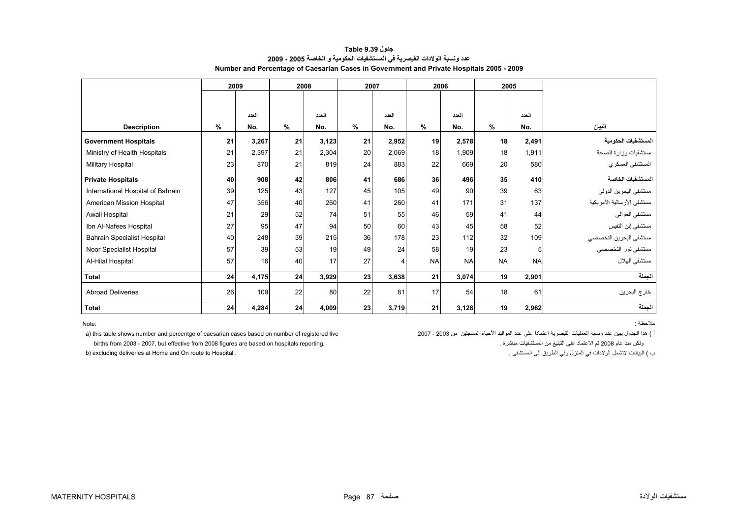# جدول Table 9.39

## عدد ونسبة الولادات القيصرية في المستشفيات الحكومية و الخاصة 2005 - 2009

## Number and Percentage of Caesarian Cases in Government and Private Hospitals 2005 - 2009

| | 2009 | | 2008 | | 2007 | | 2006 | | 2005 | | |
|---|---|---|---|---|---|---|---|---|---|---|---|
| **Description** | **%** | **العدد No.** | **%** | **العدد No.** | **%** | **العدد No.** | **%** | **العدد No.** | **%** | **العدد No.** | **البيان** |
| **Government Hospitals** | **21** | **3,267** | **21** | **3,123** | **21** | **2,952** | **19** | **2,578** | **18** | **2,491** | **المستشفيات الحكومية** |
| Ministry of Health Hospitals | 21 | 2,397 | 21 | 2,304 | 20 | 2,069 | 18 | 1,909 | 18 | 1,911 | مستشفيات وزارة الصحة |
| Military Hospital | 23 | 870 | 21 | 819 | 24 | 883 | 22 | 669 | 20 | 580 | المستشفى العسكري |
| **Private Hospitals** | **40** | **908** | **42** | **806** | **41** | **686** | **36** | **496** | **35** | **410** | **المستشفيات الخاصة** |
| International Hospital of Bahrain | 39 | 125 | 43 | 127 | 45 | 105 | 49 | 90 | 39 | 63 | مستشفى البحرين الدولي |
| American Mission Hospital | 47 | 356 | 40 | 260 | 41 | 260 | 41 | 171 | 31 | 137 | مستشفى الأرسالية الأمريكية |
| Awali Hospital | 21 | 29 | 52 | 74 | 51 | 55 | 46 | 59 | 41 | 44 | مستشفى العوالي |
| Ibn Al-Nafees Hospital | 27 | 95 | 47 | 94 | 50 | 60 | 43 | 45 | 58 | 52 | مستشفى إبن النفيس |
| Bahrain Specialist Hospital | 40 | 248 | 39 | 215 | 36 | 178 | 23 | 112 | 32 | 109 | مستشفى البحرين التخصصي |
| Noor Specialist Hospital | 57 | 39 | 53 | 19 | 49 | 24 | 58 | 19 | 23 | 5 | مستشفى نور التخصصي |
| Al-Hilal Hospital | 57 | 16 | 40 | 17 | 27 | 4 | NA | NA | NA | NA | مستشفى الهلال |
| **Total** | **24** | **4,175** | **24** | **3,929** | **23** | **3,638** | **21** | **3,074** | **19** | **2,901** | **الجملة** |
| Abroad Deliveries | 26 | 109 | 22 | 80 | 22 | 81 | 17 | 54 | 18 | 61 | خارج البحرين |
| **Total** | **24** | **4,284** | **24** | **4,009** | **23** | **3,719** | **21** | **3,128** | **19** | **2,962** | **الجملة** |

Note:

a) this table shows number and percentge of caesarian cases based on number of registered live births from 2003 - 2007, but effective from 2008 figures are based on hospitals reporting.

b) excluding deliveries at Home and On route to Hospital .

ملاحظة :

أ ) هذا الجدول يبين عدد ونسبة العمليات القيصرية اعتمادا على عدد المواليد الأحياء المسجلين من 2003 - 2007 ولكن منذ عام 2008 تم الاعتماد على التبليغ من المستشفيات مباشرة .

ب ) البيانات لاتشمل الولادات في المنزل وفي الطريق الى المستشفى .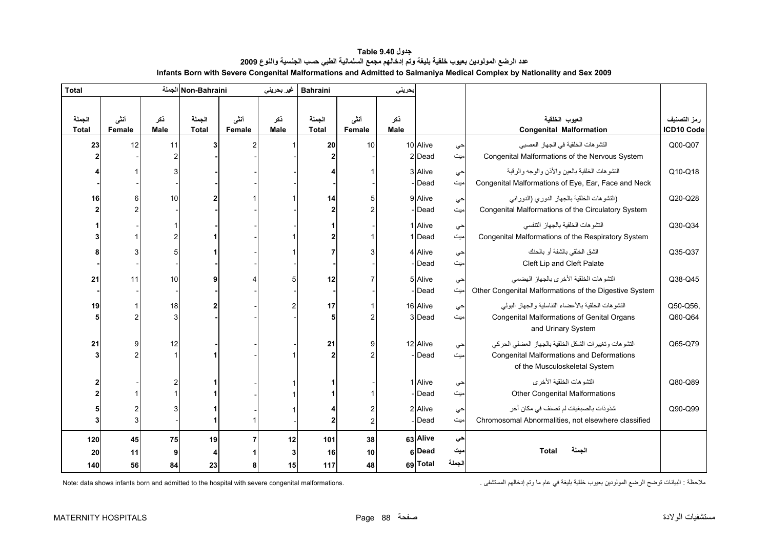# جدول Table 9.40

## عدد الرضع المولودين بعيوب خلقية بليغة وتم إدخالهم مجمع السلمانية الطبي حسب الجنسية والنوع 2009

## Infants Born with Severe Congenital Malformations and Admitted to Salmaniya Medical Complex by Nationality and Sex 2009

| Total الجملة | | | Non-Bahraini غير بحريني | | | Bahraini بحريني | | | | | | |
|---|---|---|---|---|---|---|---|---|---|---|---|---|
| الجملة Total | أنثى Female | ذكر Male | الجملة Total | أنثى Female | ذكر Male | الجملة Total | أنثى Female | ذكر Male | | | العيوب الخلقية Congenital Malformation | رمز التصنيف ICD10 Code |
| 23 | 12 | 11 | 3 | 2 | 1 | 20 | 10 | 10 | Alive | حي | التشوهات الخلقية في الجهاز العصبي | Q00-Q07 |
| 2 | - | 2 | - | - | - | 2 | - | 2 | Dead | ميت | Congenital Malformations of the Nervous System | |
| 4 | 1 | 3 | - | - | - | 4 | 1 | 3 | Alive | حي | التشوهات الخلقية بالعين والأذن والوجه والرقبة | Q10-Q18 |
| - | - | - | - | - | - | - | - | - | Dead | ميت | Congenital Malformations of Eye, Ear, Face and Neck | |
| 16 | 6 | 10 | 2 | 1 | 1 | 14 | 5 | 9 | Alive | حي | (التشوهات الخلقية بالجهاز الدوري (الدوراني | Q20-Q28 |
| 2 | 2 | - | - | - | - | 2 | 2 | - | Dead | ميت | Congenital Malformations of the Circulatory System | |
| 1 | - | 1 | - | - | - | 1 | - | 1 | Alive | حي | التشوهات الخلقية بالجهاز التنفسي | Q30-Q34 |
| 3 | 1 | 2 | 1 | - | 1 | 2 | 1 | 1 | Dead | ميت | Congenital Malformations of the Respiratory System | |
| 8 | 3 | 5 | 1 | - | 1 | 7 | 3 | 4 | Alive | حي | الشق الخلقي بالشفة أو بالحنك | Q35-Q37 |
| - | - | - | - | - | - | - | - | - | Dead | ميت | Cleft Lip and Cleft Palate | |
| 21 | 11 | 10 | 9 | 4 | 5 | 12 | 7 | 5 | Alive | حي | التشوهات الخلقية الأخرى بالجهاز الهضمي | Q38-Q45 |
| - | - | - | - | - | - | - | - | - | Dead | ميت | Other Congenital Malformations of the Digestive System | |
| 19 | 1 | 18 | 2 | - | 2 | 17 | 1 | 16 | Alive | حي | التشوهات الخلقية بالأعضاء التناسلية والجهاز البولي | Q50-Q56, |
| 5 | 2 | 3 | - | - | - | 5 | 2 | 3 | Dead | ميت | Congenital Malformations of Genital Organs and Urinary System | Q60-Q64 |
| 21 | 9 | 12 | - | - | - | 21 | 9 | 12 | Alive | حي | التشوهات وتغييرات الشكل الخلقية بالجهاز العضلي الحركي | Q65-Q79 |
| 3 | 2 | 1 | 1 | - | 1 | 2 | 2 | - | Dead | ميت | Congenital Malformations and Deformations of the Musculoskeletal System | |
| 2 | - | 2 | 1 | - | 1 | 1 | - | 1 | Alive | حي | التشوهات الخلقية الأخرى | Q80-Q89 |
| 2 | 1 | 1 | 1 | - | 1 | 1 | 1 | - | Dead | ميت | Other Congenital Malformations | |
| 5 | 2 | 3 | 1 | - | 1 | 4 | 2 | 2 | Alive | حي | شذوذات بالصبغيات لم تصنف في مكان آخر | Q90-Q99 |
| 3 | 3 | - | 1 | 1 | - | 2 | 2 | - | Dead | ميت | Chromosomal Abnormalities, not elsewhere classified | |
| **120** | **45** | **75** | **19** | **7** | **12** | **101** | **38** | **63** | **Alive** | **حي** | | |
| **20** | **11** | **9** | **4** | **1** | **3** | **16** | **10** | **6** | **Dead** | **ميت** | **Total الجملة** | |
| **140** | **56** | **84** | **23** | **8** | **15** | **117** | **48** | **69** | **Total** | **الجملة** | | |

Note: data shows infants born and admitted to the hospital with severe congenital malformations.

ملاحظة : البيانات توضح الرضع المولودين بعيوب خلقية بليغة في عام ما وتم إدخالهم المستشفى .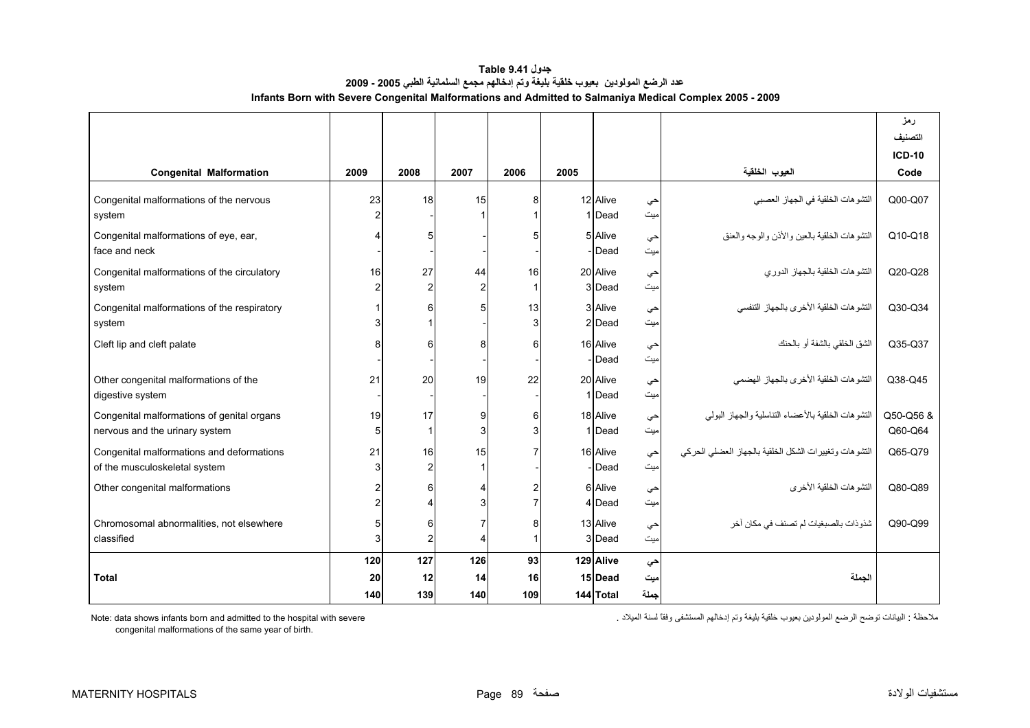# جدول Table 9.41

## عدد الرضع المولودين بعيوب خلقية بليغة وتم إدخالهم مجمع السلمانية الطبي 2005 - 2009

## Infants Born with Severe Congenital Malformations and Admitted to Salmaniya Medical Complex 2005 - 2009

| Congenital Malformation | 2009 | 2008 | 2007 | 2006 | 2005 | | | العيوب الخلقية | رمز التصنيف ICD-10 Code |
|---|---|---|---|---|---|---|---|---|---|
| Congenital malformations of the nervous system | 23 | 18 | 15 | 8 | 12 | Alive | حي | التشوهات الخلقية في الجهاز العصبي | Q00-Q07 |
| | 2 | - | 1 | 1 | 1 | Dead | ميت | | |
| Congenital malformations of eye, ear, face and neck | 4 | 5 | - | 5 | 5 | Alive | حي | التشوهات الخلقية بالعين والأذن والوجه والعنق | Q10-Q18 |
| | - | - | - | - | - | Dead | ميت | | |
| Congenital malformations of the circulatory system | 16 | 27 | 44 | 16 | 20 | Alive | حي | التشوهات الخلقية بالجهاز الدوري | Q20-Q28 |
| | 2 | 2 | 2 | 1 | 3 | Dead | ميت | | |
| Congenital malformations of the respiratory system | 1 | 6 | 5 | 13 | 3 | Alive | حي | التشوهات الخلقية الأخرى بالجهاز التنفسي | Q30-Q34 |
| | 3 | 1 | - | 3 | 2 | Dead | ميت | | |
| Cleft lip and cleft palate | 8 | 6 | 8 | 6 | 16 | Alive | حي | الشق الخلقي بالشفة أو بالحنك | Q35-Q37 |
| | - | - | - | - | - | Dead | ميت | | |
| Other congenital malformations of the digestive system | 21 | 20 | 19 | 22 | 20 | Alive | حي | التشوهات الخلقية الأخرى بالجهاز الهضمي | Q38-Q45 |
| | - | - | - | - | 1 | Dead | ميت | | |
| Congenital malformations of genital organs nervous and the urinary system | 19 | 17 | 9 | 6 | 18 | Alive | حي | التشوهات الخلقية بالأعضاء التناسلية والجهاز البولي | Q50-Q56 & Q60-Q64 |
| | 5 | 1 | 3 | 3 | 1 | Dead | ميت | | |
| Congenital malformations and deformations of the musculoskeletal system | 21 | 16 | 15 | 7 | 16 | Alive | حي | التشوهات وتغييرات الشكل الخلقية بالجهاز العضلي الحركي | Q65-Q79 |
| | 3 | 2 | 1 | - | - | Dead | ميت | | |
| Other congenital malformations | 2 | 6 | 4 | 2 | 6 | Alive | حي | التشوهات الخلقية الأخرى | Q80-Q89 |
| | 2 | 4 | 3 | 7 | 4 | Dead | ميت | | |
| Chromosomal abnormalities, not elsewhere classified | 5 | 6 | 7 | 8 | 13 | Alive | حي | شذوذات بالصبغيات لم تصنف في مكان آخر | Q90-Q99 |
| | 3 | 2 | 4 | 1 | 3 | Dead | ميت | | |
| | **120** | **127** | **126** | **93** | **129** | **Alive** | **حي** | | |
| **Total** | **20** | **12** | **14** | **16** | **15** | **Dead** | **ميت** | **الجملة** | |
| | **140** | **139** | **140** | **109** | **144** | **Total** | **جملة** | | |

Note: data shows infants born and admitted to the hospital with severe congenital malformations of the same year of birth.

ملاحظة : البيانات توضح الرضع المولودين بعيوب خلقية بليغة وتم إدخالهم المستشفى وفقا لسنة الميلاد .